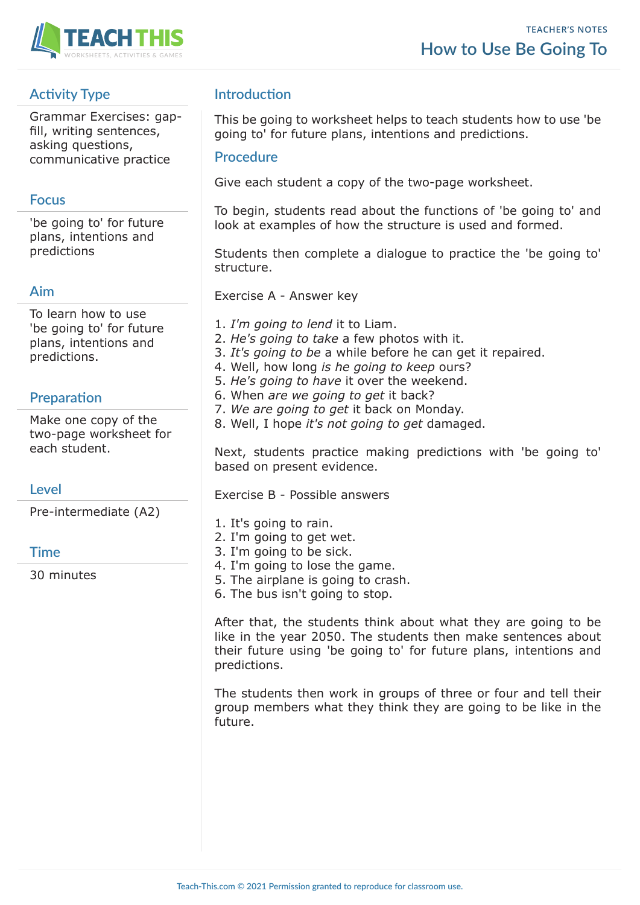TEACHER'S NOTES

# How to Use Be Going To

## Activity Type

Grammar Exercises: gap-fill, writing sentences, asking questions, communicative practice

## Focus

'be going to' for future plans, intentions and predictions

## Aim

To learn how to use 'be going to' for future plans, intentions and predictions.

## Preparation

Make one copy of the two-page worksheet for each student.

## Level

Pre-intermediate (A2)

## Time

30 minutes

## Introduction

This be going to worksheet helps to teach students how to use 'be going to' for future plans, intentions and predictions.

## Procedure

Give each student a copy of the two-page worksheet.

To begin, students read about the functions of 'be going to' and look at examples of how the structure is used and formed.

Students then complete a dialogue to practice the 'be going to' structure.

Exercise A - Answer key

1. *I'm going to lend* it to Liam.
2. *He's going to take* a few photos with it.
3. *It's going to be* a while before he can get it repaired.
4. Well, how long *is he going to keep* ours?
5. *He's going to have* it over the weekend.
6. When *are we going to get* it back?
7. *We are going to get* it back on Monday.
8. Well, I hope *it's not going to get* damaged.

Next, students practice making predictions with 'be going to' based on present evidence.

Exercise B - Possible answers

1. It's going to rain.
2. I'm going to get wet.
3. I'm going to be sick.
4. I'm going to lose the game.
5. The airplane is going to crash.
6. The bus isn't going to stop.

After that, the students think about what they are going to be like in the year 2050. The students then make sentences about their future using 'be going to' for future plans, intentions and predictions.

The students then work in groups of three or four and tell their group members what they think they are going to be like in the future.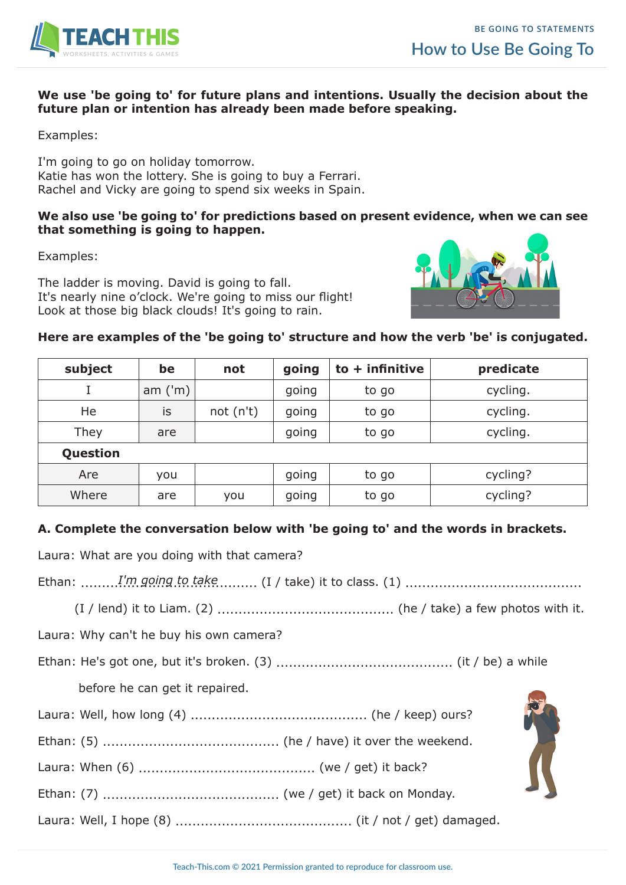# How to Use Be Going To

**We use 'be going to' for future plans and intentions. Usually the decision about the future plan or intention has already been made before speaking.**

Examples:

I'm going to go on holiday tomorrow.
Katie has won the lottery. She is going to buy a Ferrari.
Rachel and Vicky are going to spend six weeks in Spain.

**We also use 'be going to' for predictions based on present evidence, when we can see that something is going to happen.**

Examples:

The ladder is moving. David is going to fall.
It's nearly nine o'clock. We're going to miss our flight!
Look at those big black clouds! It's going to rain.

**Here are examples of the 'be going to' structure and how the verb 'be' is conjugated.**

| subject | be | not | going | to + infinitive | predicate |
|---|---|---|---|---|---|
| I | am ('m) | | going | to go | cycling. |
| He | is | not (n't) | going | to go | cycling. |
| They | are | | going | to go | cycling. |
| **Question** | | | | | |
| Are | you | | going | to go | cycling? |
| Where | are | you | going | to go | cycling? |

**A. Complete the conversation below with 'be going to' and the words in brackets.**

Laura: What are you doing with that camera?

Ethan: ........*I'm going to take*......... (I / take) it to class. (1) ......................................... (I / lend) it to Liam. (2) ......................................... (he / take) a few photos with it.

Laura: Why can't he buy his own camera?

Ethan: He's got one, but it's broken. (3) ......................................... (it / be) a while before he can get it repaired.

Laura: Well, how long (4) ......................................... (he / keep) ours?

Ethan: (5) ......................................... (he / have) it over the weekend.

Laura: When (6) ......................................... (we / get) it back?

Ethan: (7) ......................................... (we / get) it back on Monday.

Laura: Well, I hope (8) ......................................... (it / not / get) damaged.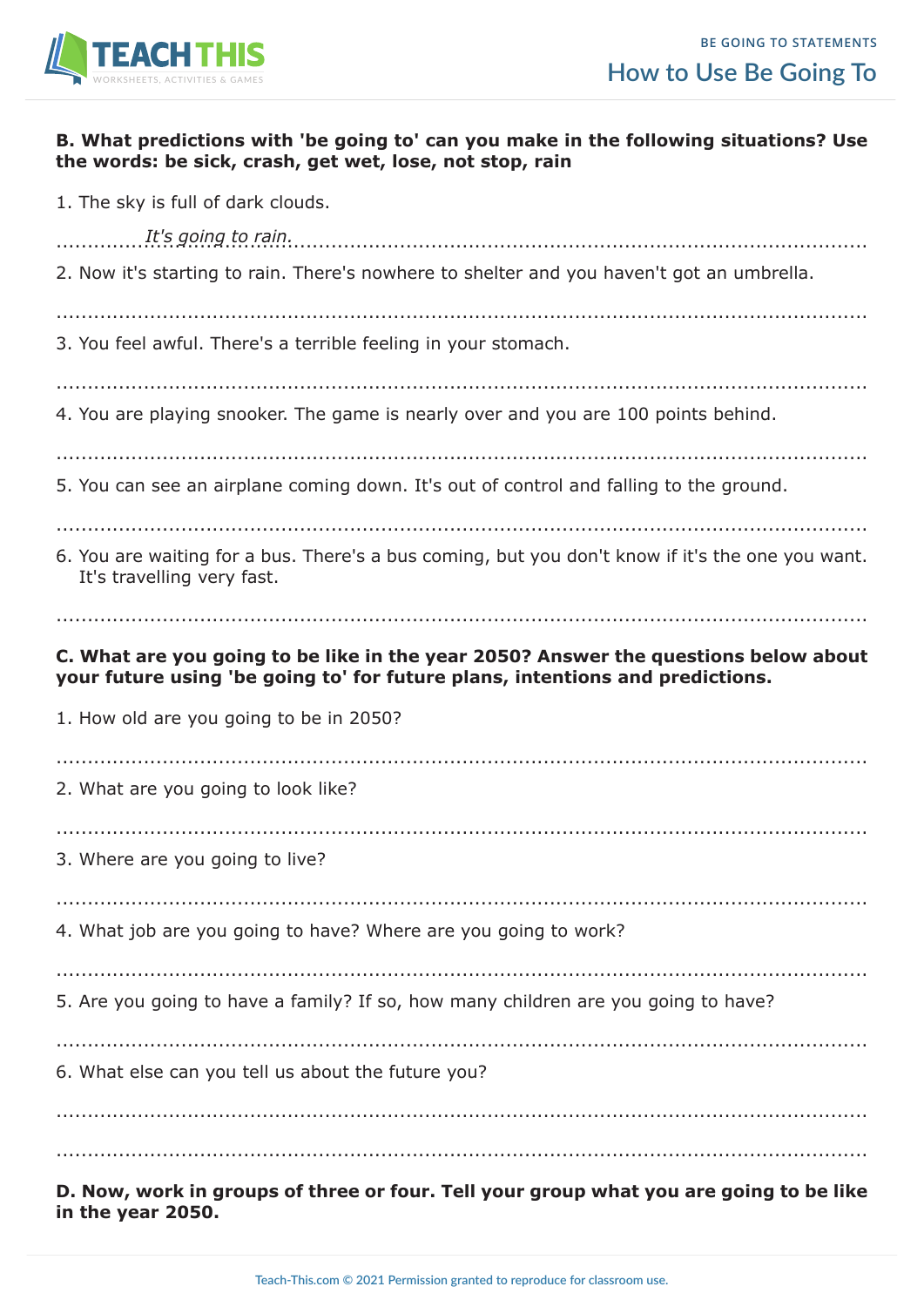**B. What predictions with 'be going to' can you make in the following situations? Use the words: be sick, crash, get wet, lose, not stop, rain**

1. The sky is full of dark clouds.

   *It's going to rain.*

2. Now it's starting to rain. There's nowhere to shelter and you haven't got an umbrella.

   ..............................................................................................................

3. You feel awful. There's a terrible feeling in your stomach.

   ..............................................................................................................

4. You are playing snooker. The game is nearly over and you are 100 points behind.

   ..............................................................................................................

5. You can see an airplane coming down. It's out of control and falling to the ground.

   ..............................................................................................................

6. You are waiting for a bus. There's a bus coming, but you don't know if it's the one you want. It's travelling very fast.

   ..............................................................................................................

**C. What are you going to be like in the year 2050? Answer the questions below about your future using 'be going to' for future plans, intentions and predictions.**

1. How old are you going to be in 2050?

   ..............................................................................................................

2. What are you going to look like?

   ..............................................................................................................

3. Where are you going to live?

   ..............................................................................................................

4. What job are you going to have? Where are you going to work?

   ..............................................................................................................

5. Are you going to have a family? If so, how many children are you going to have?

   ..............................................................................................................

6. What else can you tell us about the future you?

   ..............................................................................................................

   ..............................................................................................................

**D. Now, work in groups of three or four. Tell your group what you are going to be like in the year 2050.**